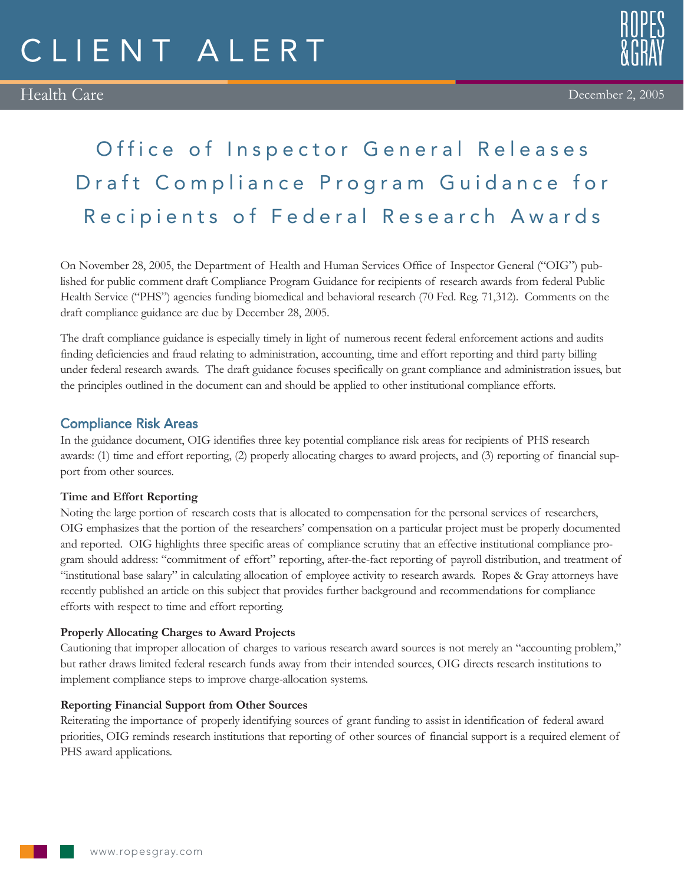# CLIENT ALERT

Health Care

December 2, 2005

## Office of Inspector General Releases Draft Compliance Program Guidance for Recipients of Federal Research Awards

On November 28, 2005, the Department of Health and Human Services Office of Inspector General ("OIG") published for public comment draft Compliance Program Guidance for recipients of research awards from federal Public Health Service ("PHS") agencies funding biomedical and behavioral research (70 Fed. Reg. 71,312). Comments on the draft compliance guidance are due by December 28, 2005.

The draft compliance guidance is especially timely in light of numerous recent federal enforcement actions and audits finding deficiencies and fraud relating to administration, accounting, time and effort reporting and third party billing under federal research awards. The draft guidance focuses specifically on grant compliance and administration issues, but the principles outlined in the document can and should be applied to other institutional compliance efforts.

### Compliance Risk Areas

In the guidance document, OIG identifies three key potential compliance risk areas for recipients of PHS research awards: (1) time and effort reporting, (2) properly allocating charges to award projects, and (3) reporting of financial support from other sources.

**Time and Effort Reporting**

Noting the large portion of research costs that is allocated to compensation for the personal services of researchers, OIG emphasizes that the portion of the researchers' compensation on a particular project must be properly documented and reported. OIG highlights three specific areas of compliance scrutiny that an effective institutional compliance program should address: "commitment of effort" reporting, after-the-fact reporting of payroll distribution, and treatment of "institutional base salary" in calculating allocation of employee activity to research awards. Ropes & Gray attorneys have recently published an article on this subject that provides further background and recommendations for compliance efforts with respect to time and effort reporting.

**Properly Allocating Charges to Award Projects**

Cautioning that improper allocation of charges to various research award sources is not merely an "accounting problem," but rather draws limited federal research funds away from their intended sources, OIG directs research institutions to implement compliance steps to improve charge-allocation systems.

**Reporting Financial Support from Other Sources**

Reiterating the importance of properly identifying sources of grant funding to assist in identification of federal award priorities, OIG reminds research institutions that reporting of other sources of financial support is a required element of PHS award applications.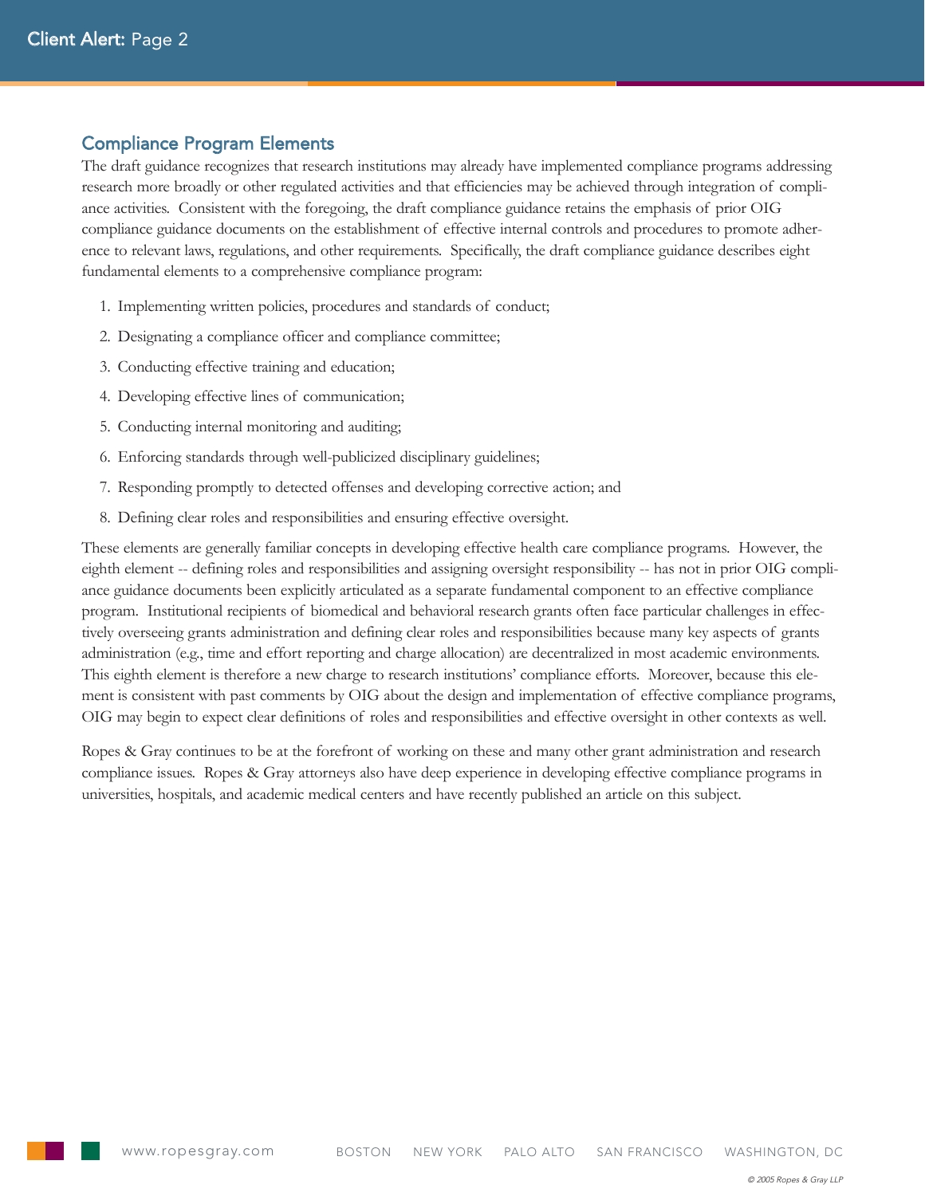## Compliance Program Elements

The draft guidance recognizes that research institutions may already have implemented compliance programs addressing research more broadly or other regulated activities and that efficiencies may be achieved through integration of compliance activities. Consistent with the foregoing, the draft compliance guidance retains the emphasis of prior OIG compliance guidance documents on the establishment of effective internal controls and procedures to promote adherence to relevant laws, regulations, and other requirements. Specifically, the draft compliance guidance describes eight fundamental elements to a comprehensive compliance program:

1. Implementing written policies, procedures and standards of conduct;
2. Designating a compliance officer and compliance committee;
3. Conducting effective training and education;
4. Developing effective lines of communication;
5. Conducting internal monitoring and auditing;
6. Enforcing standards through well-publicized disciplinary guidelines;
7. Responding promptly to detected offenses and developing corrective action; and
8. Defining clear roles and responsibilities and ensuring effective oversight.

These elements are generally familiar concepts in developing effective health care compliance programs. However, the eighth element -- defining roles and responsibilities and assigning oversight responsibility -- has not in prior OIG compliance guidance documents been explicitly articulated as a separate fundamental component to an effective compliance program. Institutional recipients of biomedical and behavioral research grants often face particular challenges in effectively overseeing grants administration and defining clear roles and responsibilities because many key aspects of grants administration (e.g., time and effort reporting and charge allocation) are decentralized in most academic environments. This eighth element is therefore a new charge to research institutions' compliance efforts. Moreover, because this element is consistent with past comments by OIG about the design and implementation of effective compliance programs, OIG may begin to expect clear definitions of roles and responsibilities and effective oversight in other contexts as well.

Ropes & Gray continues to be at the forefront of working on these and many other grant administration and research compliance issues. Ropes & Gray attorneys also have deep experience in developing effective compliance programs in universities, hospitals, and academic medical centers and have recently published an article on this subject.